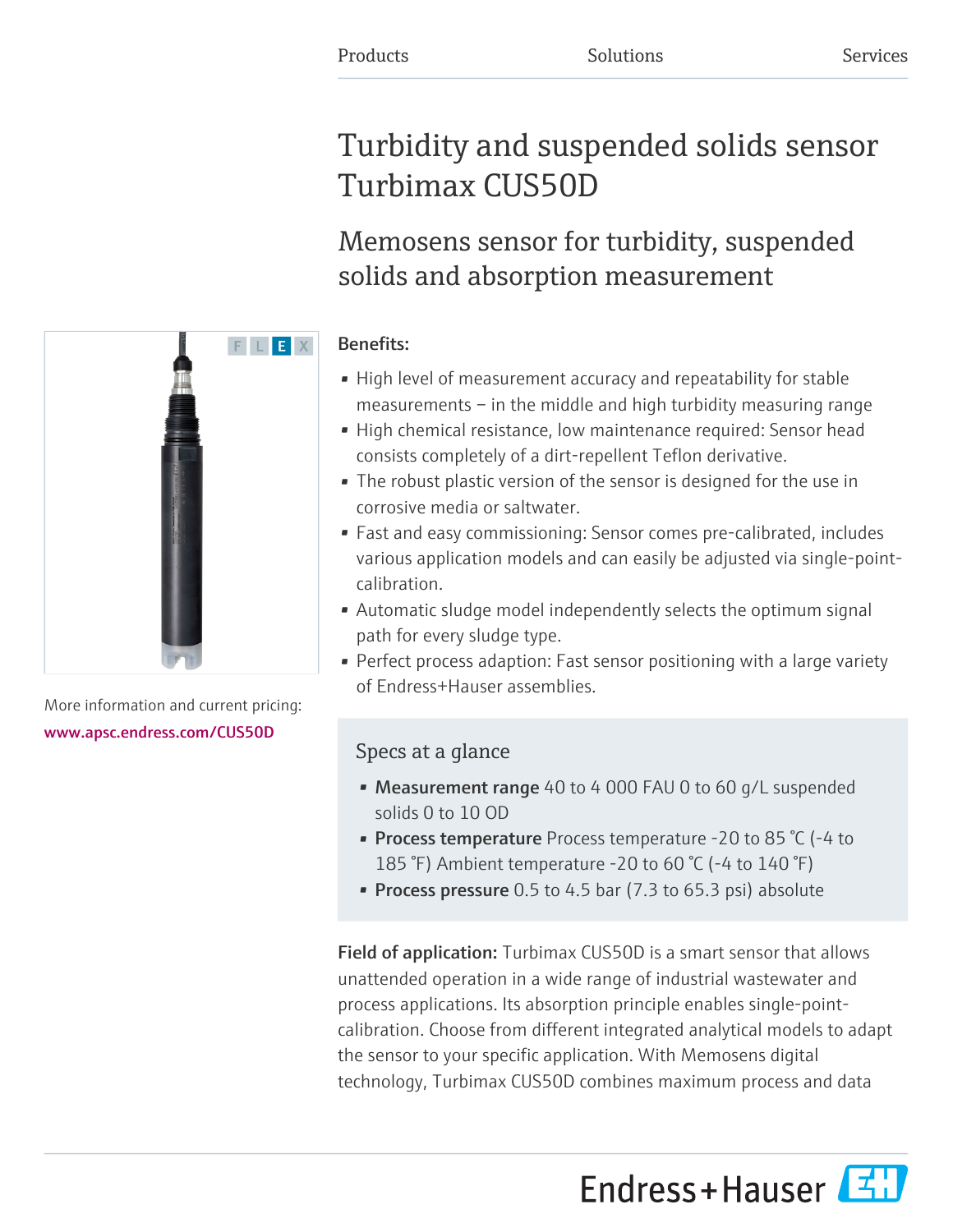Products Solutions Services

# Turbidity and suspended solids sensor Turbimax CUS50D

## Memosens sensor for turbidity, suspended solids and absorption measurement

FLEX

More information and current pricing:
www.apsc.endress.com/CUS50D

**Benefits:**

- High level of measurement accuracy and repeatability for stable measurements – in the middle and high turbidity measuring range
- High chemical resistance, low maintenance required: Sensor head consists completely of a dirt-repellent Teflon derivative.
- The robust plastic version of the sensor is designed for the use in corrosive media or saltwater.
- Fast and easy commissioning: Sensor comes pre-calibrated, includes various application models and can easily be adjusted via single-point-calibration.
- Automatic sludge model independently selects the optimum signal path for every sludge type.
- Perfect process adaption: Fast sensor positioning with a large variety of Endress+Hauser assemblies.

### Specs at a glance

- **Measurement range** 40 to 4 000 FAU 0 to 60 g/L suspended solids 0 to 10 OD
- **Process temperature** Process temperature -20 to 85 °C (-4 to 185 °F) Ambient temperature -20 to 60 °C (-4 to 140 °F)
- **Process pressure** 0.5 to 4.5 bar (7.3 to 65.3 psi) absolute

**Field of application:** Turbimax CUS50D is a smart sensor that allows unattended operation in a wide range of industrial wastewater and process applications. Its absorption principle enables single-point-calibration. Choose from different integrated analytical models to adapt the sensor to your specific application. With Memosens digital technology, Turbimax CUS50D combines maximum process and data

Endress+Hauser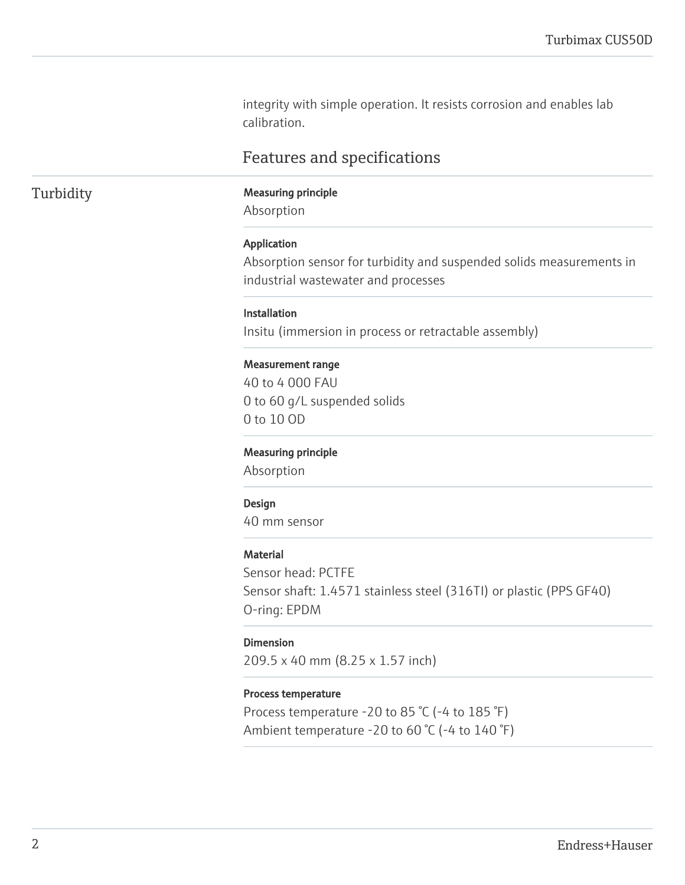integrity with simple operation. It resists corrosion and enables lab calibration.

## Features and specifications

### Turbidity

**Measuring principle**
Absorption

**Application**
Absorption sensor for turbidity and suspended solids measurements in industrial wastewater and processes

**Installation**
Insitu (immersion in process or retractable assembly)

**Measurement range**
40 to 4 000 FAU
0 to 60 g/L suspended solids
0 to 10 OD

**Measuring principle**
Absorption

**Design**
40 mm sensor

**Material**
Sensor head: PCTFE
Sensor shaft: 1.4571 stainless steel (316TI) or plastic (PPS GF40)
O-ring: EPDM

**Dimension**
209.5 x 40 mm (8.25 x 1.57 inch)

**Process temperature**
Process temperature -20 to 85 °C (-4 to 185 °F)
Ambient temperature -20 to 60 °C (-4 to 140 °F)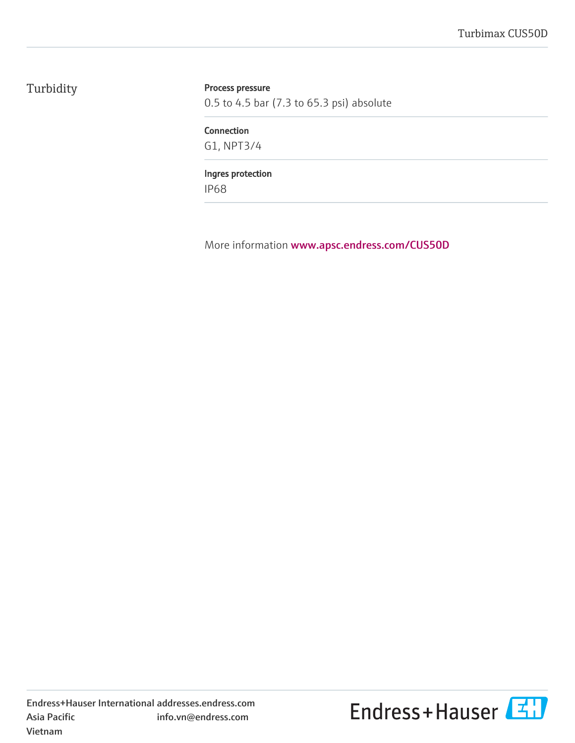## Turbidity

**Process pressure**

0.5 to 4.5 bar (7.3 to 65.3 psi) absolute

**Connection**

G1, NPT3/4

**Ingres protection**

IP68

More information **www.apsc.endress.com/CUS50D**

Endress+Hauser International addresses.endress.com
Asia Pacific info.vn@endress.com
Vietnam